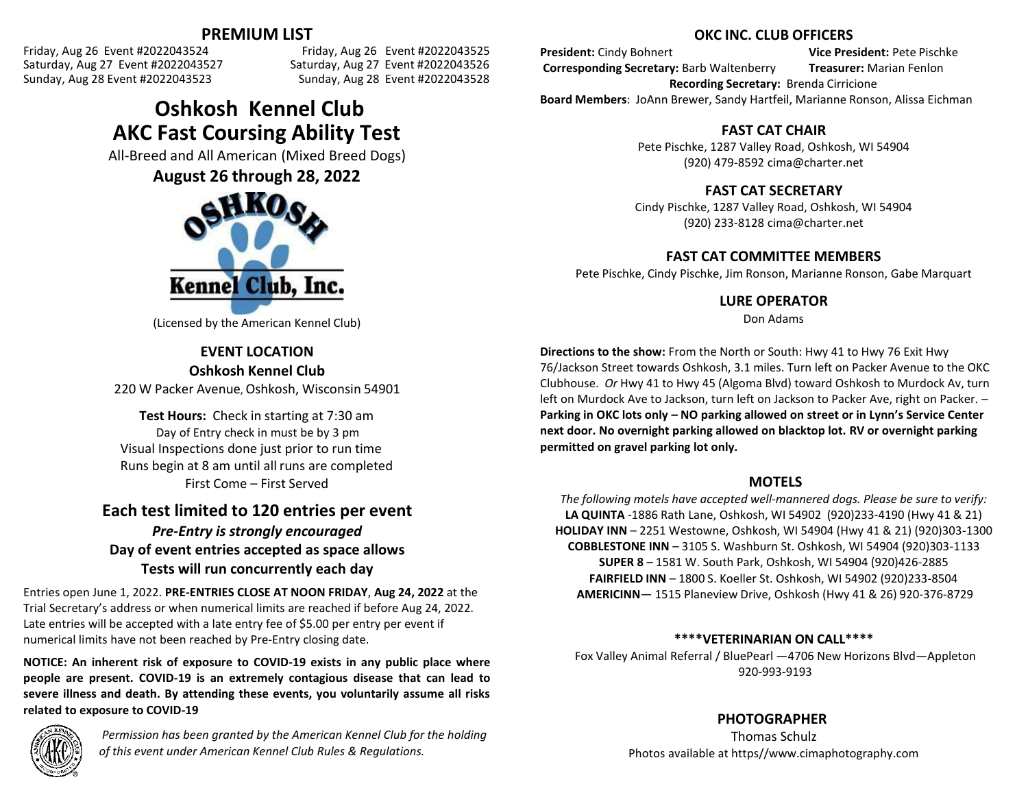## PREMIUM LIST

Friday, Aug 26 Event #2022043524
Saturday, Aug 27 Event #2022043527
Sunday, Aug 28 Event #2022043523

Friday, Aug 26 Event #2022043525
Saturday, Aug 27 Event #2022043526
Sunday, Aug 28 Event #2022043528

# Oshkosh Kennel Club
# AKC Fast Coursing Ability Test

All-Breed and All American (Mixed Breed Dogs)

**August 26 through 28, 2022**

(Licensed by the American Kennel Club)

### EVENT LOCATION

**Oshkosh Kennel Club**
220 W Packer Avenue, Oshkosh, Wisconsin 54901

**Test Hours:** Check in starting at 7:30 am
Day of Entry check in must be by 3 pm
Visual Inspections done just prior to run time
Runs begin at 8 am until all runs are completed
First Come – First Served

### Each test limited to 120 entries per event

***Pre-Entry is strongly encouraged***
**Day of event entries accepted as space allows**
**Tests will run concurrently each day**

Entries open June 1, 2022. **PRE-ENTRIES CLOSE AT NOON FRIDAY**, **Aug 24, 2022** at the Trial Secretary's address or when numerical limits are reached if before Aug 24, 2022. Late entries will be accepted with a late entry fee of $5.00 per entry per event if numerical limits have not been reached by Pre-Entry closing date.

**NOTICE: An inherent risk of exposure to COVID-19 exists in any public place where people are present. COVID-19 is an extremely contagious disease that can lead to severe illness and death. By attending these events, you voluntarily assume all risks related to exposure to COVID-19**

*Permission has been granted by the American Kennel Club for the holding of this event under American Kennel Club Rules & Regulations.*

### OKC INC. CLUB OFFICERS

**President:** Cindy Bohnert **Vice President:** Pete Pischke
**Corresponding Secretary:** Barb Waltenberry **Treasurer:** Marian Fenlon
**Recording Secretary:** Brenda Cirricione
**Board Members**: JoAnn Brewer, Sandy Hartfeil, Marianne Ronson, Alissa Eichman

### FAST CAT CHAIR

Pete Pischke, 1287 Valley Road, Oshkosh, WI 54904
(920) 479-8592 cima@charter.net

### FAST CAT SECRETARY

Cindy Pischke, 1287 Valley Road, Oshkosh, WI 54904
(920) 233-8128 cima@charter.net

### FAST CAT COMMITTEE MEMBERS

Pete Pischke, Cindy Pischke, Jim Ronson, Marianne Ronson, Gabe Marquart

### LURE OPERATOR

Don Adams

**Directions to the show:** From the North or South: Hwy 41 to Hwy 76 Exit Hwy 76/Jackson Street towards Oshkosh, 3.1 miles. Turn left on Packer Avenue to the OKC Clubhouse. *Or* Hwy 41 to Hwy 45 (Algoma Blvd) toward Oshkosh to Murdock Av, turn left on Murdock Ave to Jackson, turn left on Jackson to Packer Ave, right on Packer. – **Parking in OKC lots only – NO parking allowed on street or in Lynn's Service Center next door. No overnight parking allowed on blacktop lot. RV or overnight parking permitted on gravel parking lot only.**

### MOTELS

*The following motels have accepted well-mannered dogs. Please be sure to verify:*
**LA QUINTA** -1886 Rath Lane, Oshkosh, WI 54902 (920)233-4190 (Hwy 41 & 21)
**HOLIDAY INN** – 2251 Westowne, Oshkosh, WI 54904 (Hwy 41 & 21) (920)303-1300
**COBBLESTONE INN** – 3105 S. Washburn St. Oshkosh, WI 54904 (920)303-1133
**SUPER 8** – 1581 W. South Park, Oshkosh, WI 54904 (920)426-2885
**FAIRFIELD INN** – 1800 S. Koeller St. Oshkosh, WI 54902 (920)233-8504
**AMERICINN**— 1515 Planeview Drive, Oshkosh (Hwy 41 & 26) 920-376-8729

**\*\*\*\*VETERINARIAN ON CALL\*\*\*\***

Fox Valley Animal Referral / BluePearl —4706 New Horizons Blvd—Appleton
920-993-9193

### PHOTOGRAPHER

Thomas Schulz
Photos available at https//www.cimaphotography.com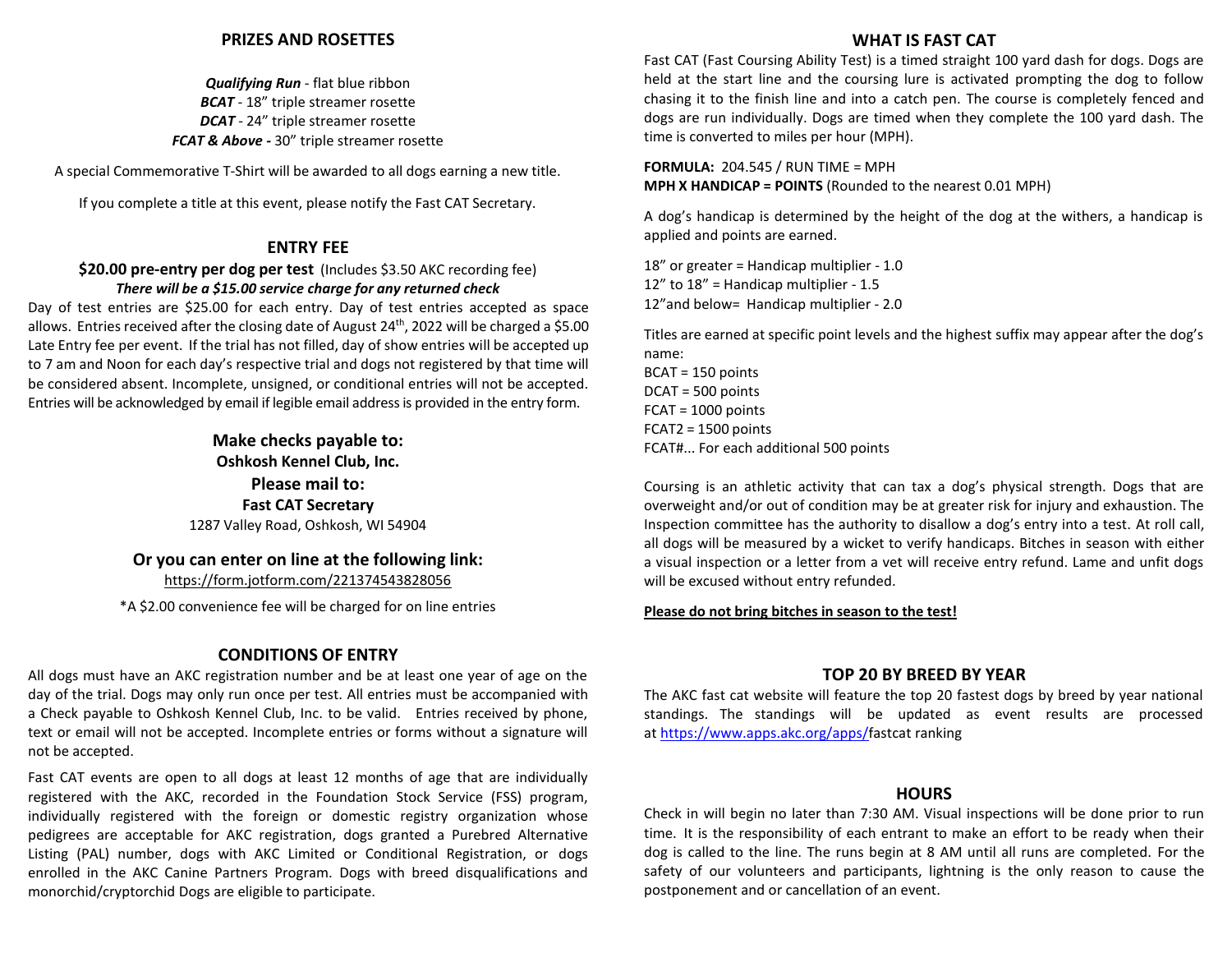## PRIZES AND ROSETTES

***Qualifying Run*** - flat blue ribbon
***BCAT*** - 18" triple streamer rosette
***DCAT*** - 24" triple streamer rosette
***FCAT & Above -*** 30" triple streamer rosette

A special Commemorative T-Shirt will be awarded to all dogs earning a new title.

If you complete a title at this event, please notify the Fast CAT Secretary.

## ENTRY FEE

**$20.00 pre-entry per dog per test** (Includes $3.50 AKC recording fee)
***There will be a $15.00 service charge for any returned check***

Day of test entries are $25.00 for each entry. Day of test entries accepted as space allows. Entries received after the closing date of August 24th, 2022 will be charged a $5.00 Late Entry fee per event. If the trial has not filled, day of show entries will be accepted up to 7 am and Noon for each day's respective trial and dogs not registered by that time will be considered absent. Incomplete, unsigned, or conditional entries will not be accepted. Entries will be acknowledged by email if legible email address is provided in the entry form.

**Make checks payable to:**
**Oshkosh Kennel Club, Inc.**
**Please mail to:**
**Fast CAT Secretary**
1287 Valley Road, Oshkosh, WI 54904

**Or you can enter on line at the following link:**
https://form.jotform.com/221374543828056

*A $2.00 convenience fee will be charged for on line entries

## CONDITIONS OF ENTRY

All dogs must have an AKC registration number and be at least one year of age on the day of the trial. Dogs may only run once per test. All entries must be accompanied with a Check payable to Oshkosh Kennel Club, Inc. to be valid. Entries received by phone, text or email will not be accepted. Incomplete entries or forms without a signature will not be accepted.

Fast CAT events are open to all dogs at least 12 months of age that are individually registered with the AKC, recorded in the Foundation Stock Service (FSS) program, individually registered with the foreign or domestic registry organization whose pedigrees are acceptable for AKC registration, dogs granted a Purebred Alternative Listing (PAL) number, dogs with AKC Limited or Conditional Registration, or dogs enrolled in the AKC Canine Partners Program. Dogs with breed disqualifications and monorchid/cryptorchid Dogs are eligible to participate.

## WHAT IS FAST CAT

Fast CAT (Fast Coursing Ability Test) is a timed straight 100 yard dash for dogs. Dogs are held at the start line and the coursing lure is activated prompting the dog to follow chasing it to the finish line and into a catch pen. The course is completely fenced and dogs are run individually. Dogs are timed when they complete the 100 yard dash. The time is converted to miles per hour (MPH).

**FORMULA:** 204.545 / RUN TIME = MPH
**MPH X HANDICAP = POINTS** (Rounded to the nearest 0.01 MPH)

A dog's handicap is determined by the height of the dog at the withers, a handicap is applied and points are earned.

18" or greater = Handicap multiplier - 1.0
12" to 18" = Handicap multiplier - 1.5
12"and below= Handicap multiplier - 2.0

Titles are earned at specific point levels and the highest suffix may appear after the dog's name:
BCAT = 150 points
DCAT = 500 points
FCAT = 1000 points
FCAT2 = 1500 points
FCAT#... For each additional 500 points

Coursing is an athletic activity that can tax a dog's physical strength. Dogs that are overweight and/or out of condition may be at greater risk for injury and exhaustion. The Inspection committee has the authority to disallow a dog's entry into a test. At roll call, all dogs will be measured by a wicket to verify handicaps. Bitches in season with either a visual inspection or a letter from a vet will receive entry refund. Lame and unfit dogs will be excused without entry refunded.

**Please do not bring bitches in season to the test!**

## TOP 20 BY BREED BY YEAR

The AKC fast cat website will feature the top 20 fastest dogs by breed by year national standings. The standings will be updated as event results are processed at https://www.apps.akc.org/apps/fastcat ranking

## HOURS

Check in will begin no later than 7:30 AM. Visual inspections will be done prior to run time. It is the responsibility of each entrant to make an effort to be ready when their dog is called to the line. The runs begin at 8 AM until all runs are completed. For the safety of our volunteers and participants, lightning is the only reason to cause the postponement and or cancellation of an event.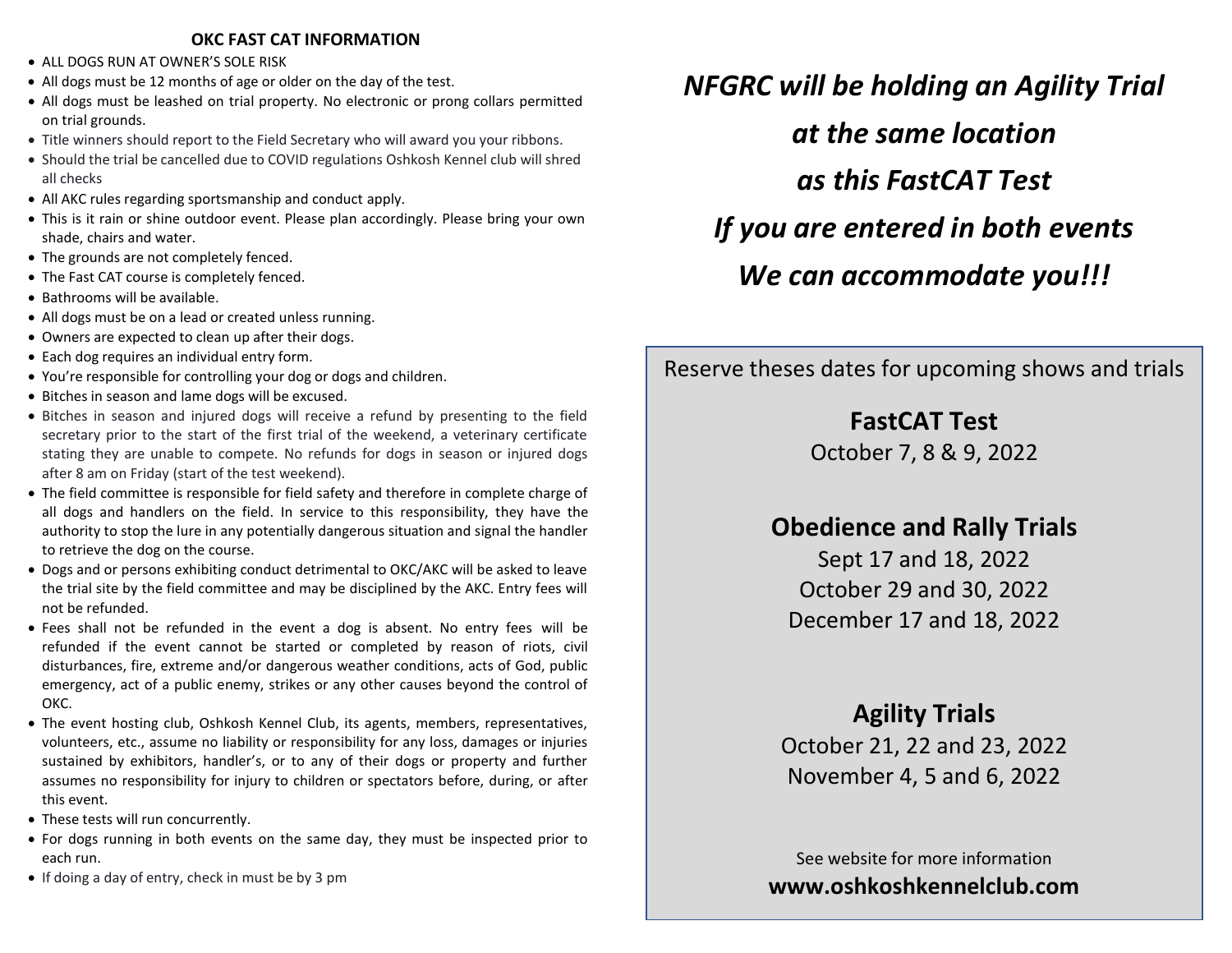## OKC FAST CAT INFORMATION

- ALL DOGS RUN AT OWNER'S SOLE RISK
- All dogs must be 12 months of age or older on the day of the test.
- All dogs must be leashed on trial property. No electronic or prong collars permitted on trial grounds.
- Title winners should report to the Field Secretary who will award you your ribbons.
- Should the trial be cancelled due to COVID regulations Oshkosh Kennel club will shred all checks
- All AKC rules regarding sportsmanship and conduct apply.
- This is it rain or shine outdoor event. Please plan accordingly. Please bring your own shade, chairs and water.
- The grounds are not completely fenced.
- The Fast CAT course is completely fenced.
- Bathrooms will be available.
- All dogs must be on a lead or created unless running.
- Owners are expected to clean up after their dogs.
- Each dog requires an individual entry form.
- You're responsible for controlling your dog or dogs and children.
- Bitches in season and lame dogs will be excused.
- Bitches in season and injured dogs will receive a refund by presenting to the field secretary prior to the start of the first trial of the weekend, a veterinary certificate stating they are unable to compete. No refunds for dogs in season or injured dogs after 8 am on Friday (start of the test weekend).
- The field committee is responsible for field safety and therefore in complete charge of all dogs and handlers on the field. In service to this responsibility, they have the authority to stop the lure in any potentially dangerous situation and signal the handler to retrieve the dog on the course.
- Dogs and or persons exhibiting conduct detrimental to OKC/AKC will be asked to leave the trial site by the field committee and may be disciplined by the AKC. Entry fees will not be refunded.
- Fees shall not be refunded in the event a dog is absent. No entry fees will be refunded if the event cannot be started or completed by reason of riots, civil disturbances, fire, extreme and/or dangerous weather conditions, acts of God, public emergency, act of a public enemy, strikes or any other causes beyond the control of OKC.
- The event hosting club, Oshkosh Kennel Club, its agents, members, representatives, volunteers, etc., assume no liability or responsibility for any loss, damages or injuries sustained by exhibitors, handler's, or to any of their dogs or property and further assumes no responsibility for injury to children or spectators before, during, or after this event.
- These tests will run concurrently.
- For dogs running in both events on the same day, they must be inspected prior to each run.
- If doing a day of entry, check in must be by 3 pm

***NFGRC will be holding an Agility Trial***
***at the same location***
***as this FastCAT Test***
***If you are entered in both events***
***We can accommodate you!!!***

Reserve theses dates for upcoming shows and trials

**FastCAT Test**
October 7, 8 & 9, 2022

**Obedience and Rally Trials**
Sept 17 and 18, 2022
October 29 and 30, 2022
December 17 and 18, 2022

**Agility Trials**
October 21, 22 and 23, 2022
November 4, 5 and 6, 2022

See website for more information
**www.oshkoshkennelclub.com**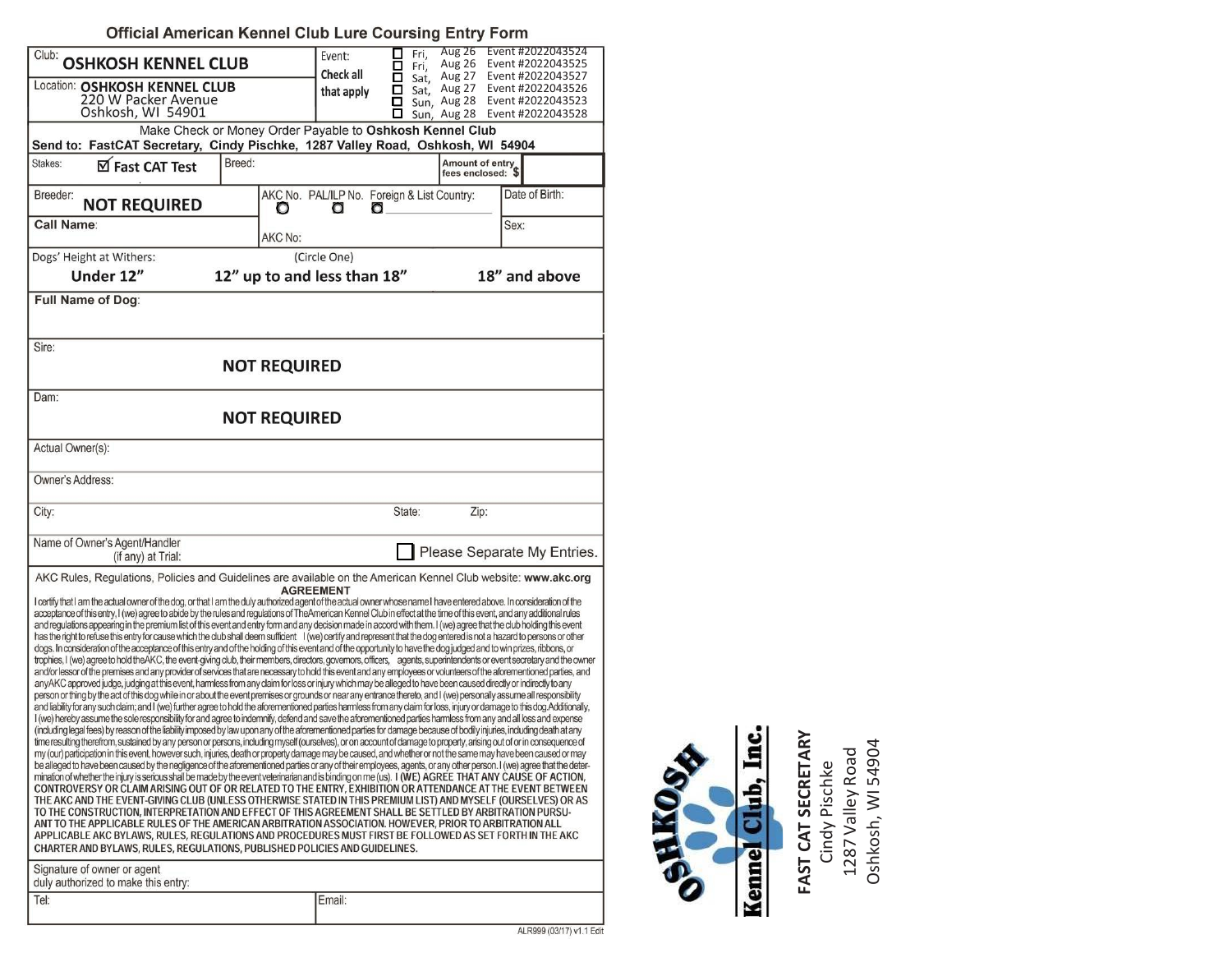# Official American Kennel Club Lure Coursing Entry Form

| | |
|---|---|
| Club: **OSHKOSH KENNEL CLUB** | Event: Check all that apply<br>☐ Fri, Aug 26 Event #2022043524<br>☐ Fri, Aug 26 Event #2022043525<br>☐ Sat, Aug 27 Event #2022043527<br>☐ Sat, Aug 27 Event #2022043526<br>☐ Sun, Aug 28 Event #2022043523<br>☐ Sun, Aug 28 Event #2022043528 |
| Location: **OSHKOSH KENNEL CLUB**<br>220 W Packer Avenue<br>Oshkosh, WI 54901 | |

Make Check or Money Order Payable to **Oshkosh Kennel Club**

**Send to: FastCAT Secretary, Cindy Pischke, 1287 Valley Road, Oshkosh, WI 54904**

| | | |
|---|---|---|
| Stakes: ☑ **Fast CAT Test** | Breed: | Amount of entry fees enclosed: $ |
| Breeder: **NOT REQUIRED** | AKC No. ○ PAL/ILP No. ○ Foreign & List Country: ○ | Date of Birth: |
| Call Name: | AKC No: | Sex: |

Dogs' Height at Withers: (Circle One)

**Under 12"** **12" up to and less than 18"** **18" and above**

**Full Name of Dog:**

Sire: **NOT REQUIRED**

Dam: **NOT REQUIRED**

Actual Owner(s):

Owner's Address:

City: State: Zip:

Name of Owner's Agent/Handler (if any) at Trial:

☐ Please Separate My Entries.

AKC Rules, Regulations, Policies and Guidelines are available on the American Kennel Club website: **www.akc.org**

**AGREEMENT**

I certify that I am the actual owner of the dog, or that I am the duly authorized agent of the actual owner whose name I have entered above. In consideration of the acceptance of this entry, I (we) agree to abide by the rules and regulations of The American Kennel Club in effect at the time of this event, and any additional rules and regulations appearing in the premium list of this event and entry form and any decision made in accord with them. I (we) agree that the club holding this event has the right to refuse this entry for cause which the club shall deem sufficient. I (we) certify and represent that the dog entered is not a hazard to persons or other dogs. In consideration of the acceptance of this entry and of the holding of this event and of the opportunity to have the dog judged and to win prizes, ribbons, or trophies, I (we) agree to hold the AKC, the event-giving club, their members, directors, governors, officers, agents, superintendents or event secretary and the owner and/or lessor of the premises and any provider of services that are necessary to hold this event and any employees or volunteers of the aforementioned parties, and any AKC approved judge, judging at this event, harmless from any claim for loss or injury which may be alleged to have been caused directly or indirectly to any person or thing by the act of this dog while in or about the event premises or grounds or near any entrance thereto, and I (we) personally assume all responsibility and liability for any such claim; and I (we) further agree to hold the aforementioned parties harmless from any claim for loss, injury or damage to this dog. Additionally, I (we) hereby assume the sole responsibility for and agree to indemnify, defend and save the aforementioned parties harmless from any and all loss and expense (including legal fees) by reason of the liability imposed by law upon any of the aforementioned parties for damage because of bodily injuries, including death at any time resulting therefrom, sustained by any person or persons, including myself (ourselves), or on account of damage to property, arising out of or in consequence of my (our) participation in this event, however such, injuries, death or property damage may be caused, and whether or not the same may have been caused or may be alleged to have been caused by the negligence of the aforementioned parties or any of their employees, agents, or any other person. I (we) agree that the determination of whether the injury is serious shall be made by the event veterinarian and is binding on me (us). I (WE) AGREE THAT ANY CAUSE OF ACTION, CONTROVERSY OR CLAIM ARISING OUT OF OR RELATED TO THE ENTRY, EXHIBITION OR ATTENDANCE AT THE EVENT BETWEEN THE AKC AND THE EVENT-GIVING CLUB (UNLESS OTHERWISE STATED IN THIS PREMIUM LIST) AND MYSELF (OURSELVES) OR AS TO THE CONSTRUCTION, INTERPRETATION AND EFFECT OF THIS AGREEMENT SHALL BE SETTLED BY ARBITRATION PURSUANT TO THE APPLICABLE RULES OF THE AMERICAN ARBITRATION ASSOCIATION. HOWEVER, PRIOR TO ARBITRATION ALL APPLICABLE AKC BYLAWS, RULES, REGULATIONS AND PROCEDURES MUST FIRST BE FOLLOWED AS SET FORTH IN THE AKC CHARTER AND BYLAWS, RULES, REGULATIONS, PUBLISHED POLICIES AND GUIDELINES.

Signature of owner or agent duly authorized to make this entry:

Tel: Email:

ALR999 (03/17) v1.1 Edit

OSHKOSH Kennel Club, Inc.

**FAST CAT SECRETARY**
Cindy Pischke
1287 Valley Road
Oshkosh, WI 54904